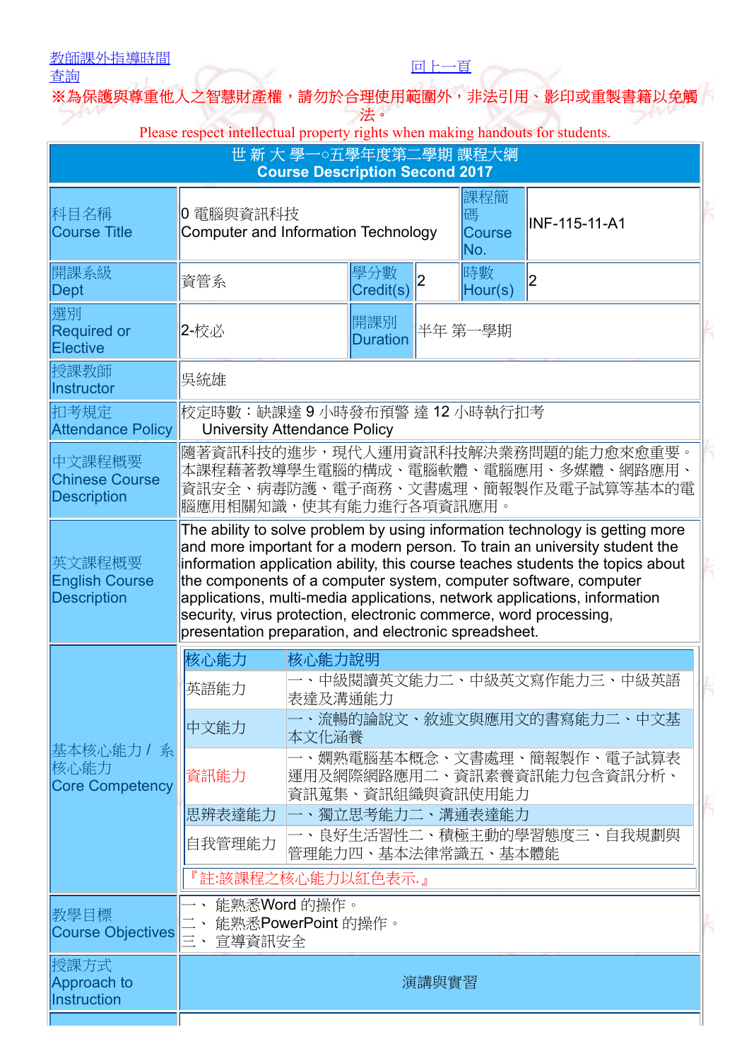教師課外指導時間查詢　　　　回上一頁

※為保護與尊重他人之智慧財產權，請勿於合理使用範圍外，非法引用、影印或重製書籍以免觸法。
Please respect intellectual property rights when making handouts for students.

# 世 新 大 學一○五學年度第二學期 課程大綱
## Course Description Second 2017

| | | | | | |
|---|---|---|---|---|---|
| 科目名稱 Course Title | 0 電腦與資訊科技 Computer and Information Technology | | | 課程簡碼 Course No. | INF-115-11-A1 |
| 開課系級 Dept | 資管系 | 學分數 Credit(s) | 2 | 時數 Hour(s) | 2 |
| 選別 Required or Elective | 2-校必 | 開課別 Duration | 半年 第一學期 | | |
| 授課教師 Instructor | 吳統雄 | | | | |
| 扣考規定 Attendance Policy | 校定時數：缺課達 9 小時發布預警 達 12 小時執行扣考 University Attendance Policy | | | | |
| 中文課程概要 Chinese Course Description | 隨著資訊科技的進步，現代人運用資訊科技解決業務問題的能力愈來愈重要。本課程藉著教導學生電腦的構成、電腦軟體、電腦應用、多媒體、網路應用、資訊安全、病毒防護、電子商務、文書處理、簡報製作及電子試算等基本的電腦應用相關知識，使其有能力進行各項資訊應用。 | | | | |
| 英文課程概要 English Course Description | The ability to solve problem by using information technology is getting more and more important for a modern person. To train an university student the information application ability, this course teaches students the topics about the components of a computer system, computer software, computer applications, multi-media applications, network applications, information security, virus protection, electronic commerce, word processing, presentation preparation, and electronic spreadsheet. | | | | |

**基本核心能力 / 系核心能力 Core Competency**

| 核心能力 | 核心能力說明 |
|---|---|
| 英語能力 | 一、中級閱讀英文能力二、中級英文寫作能力三、中級英語表達及溝通能力 |
| 中文能力 | 一、流暢的論說文、敘述文與應用文的書寫能力二、中文基本文化涵養 |
| 資訊能力 | 一、嫻熟電腦基本概念、文書處理、簡報製作、電子試算表運用及網際網路應用二、資訊素養資訊能力包含資訊分析、資訊蒐集、資訊組織與資訊使用能力 |
| 思辨表達能力 | 一、獨立思考能力二、溝通表達能力 |
| 自我管理能力 | 一、良好生活習性二、積極主動的學習態度三、自我規劃與管理能力四、基本法律常識五、基本體能 |

『註:該課程之核心能力以紅色表示.』

| | |
|---|---|
| 教學目標 Course Objectives | 一、 能熟悉Word 的操作。<br>二、 能熟悉PowerPoint 的操作。<br>三、 宣導資訊安全 |
| 授課方式 Approach to Instruction | 演講與實習 |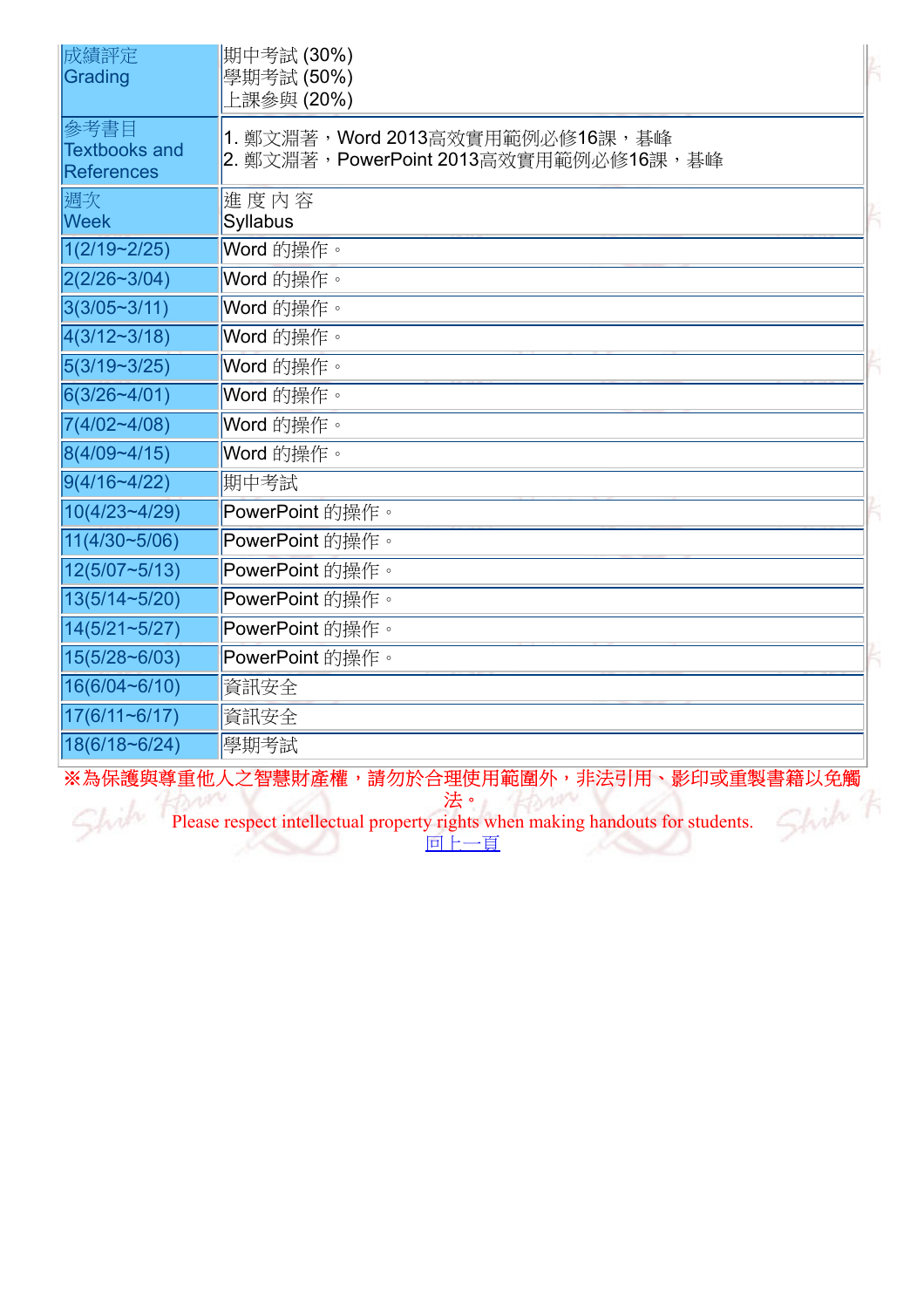| | |
|---|---|
| 成績評定<br>Grading | 期中考試 (30%)<br>學期考試 (50%)<br>上課參與 (20%) |
| 參考書目<br>Textbooks and References | 1. 鄭文淵著，Word 2013高效實用範例必修16課，碁峰<br>2. 鄭文淵著，PowerPoint 2013高效實用範例必修16課，碁峰 |
| 週次<br>Week | 進 度 內 容<br>Syllabus |
| 1(2/19~2/25) | Word 的操作。 |
| 2(2/26~3/04) | Word 的操作。 |
| 3(3/05~3/11) | Word 的操作。 |
| 4(3/12~3/18) | Word 的操作。 |
| 5(3/19~3/25) | Word 的操作。 |
| 6(3/26~4/01) | Word 的操作。 |
| 7(4/02~4/08) | Word 的操作。 |
| 8(4/09~4/15) | Word 的操作。 |
| 9(4/16~4/22) | 期中考試 |
| 10(4/23~4/29) | PowerPoint 的操作。 |
| 11(4/30~5/06) | PowerPoint 的操作。 |
| 12(5/07~5/13) | PowerPoint 的操作。 |
| 13(5/14~5/20) | PowerPoint 的操作。 |
| 14(5/21~5/27) | PowerPoint 的操作。 |
| 15(5/28~6/03) | PowerPoint 的操作。 |
| 16(6/04~6/10) | 資訊安全 |
| 17(6/11~6/17) | 資訊安全 |
| 18(6/18~6/24) | 學期考試 |

※為保護與尊重他人之智慧財產權，請勿於合理使用範圍外，非法引用、影印或重製書籍以免觸法。

Please respect intellectual property rights when making handouts for students.

回上一頁